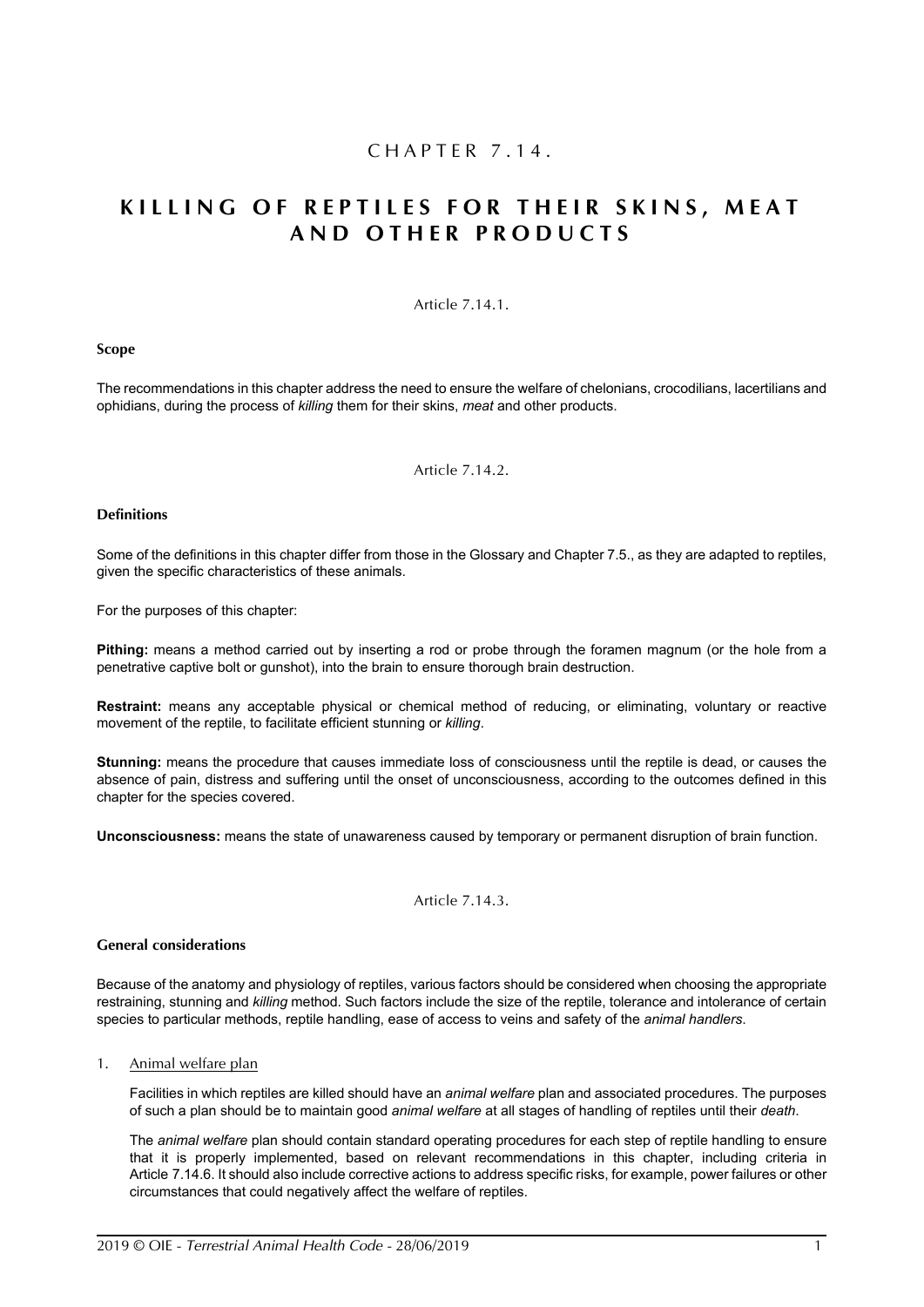# CHAPTER 7.14.

# KILLING OF REPTILES FOR THEIR SKINS, MEAT AND OTHER PRODUCTS

Article 7.14.1.

**Scope**

The recommendations in this chapter address the need to ensure the welfare of chelonians, crocodilians, lacertilians and ophidians, during the process of *killing* them for their skins, *meat* and other products.

Article 7.14.2.

**Definitions**

Some of the definitions in this chapter differ from those in the Glossary and Chapter 7.5., as they are adapted to reptiles, given the specific characteristics of these animals.

For the purposes of this chapter:

**Pithing:** means a method carried out by inserting a rod or probe through the foramen magnum (or the hole from a penetrative captive bolt or gunshot), into the brain to ensure thorough brain destruction.

**Restraint:** means any acceptable physical or chemical method of reducing, or eliminating, voluntary or reactive movement of the reptile, to facilitate efficient stunning or *killing*.

**Stunning:** means the procedure that causes immediate loss of consciousness until the reptile is dead, or causes the absence of pain, distress and suffering until the onset of unconsciousness, according to the outcomes defined in this chapter for the species covered.

**Unconsciousness:** means the state of unawareness caused by temporary or permanent disruption of brain function.

Article 7.14.3.

**General considerations**

Because of the anatomy and physiology of reptiles, various factors should be considered when choosing the appropriate restraining, stunning and *killing* method. Such factors include the size of the reptile, tolerance and intolerance of certain species to particular methods, reptile handling, ease of access to veins and safety of the *animal handlers*.

1. Animal welfare plan

   Facilities in which reptiles are killed should have an *animal welfare* plan and associated procedures. The purposes of such a plan should be to maintain good *animal welfare* at all stages of handling of reptiles until their *death*.

   The *animal welfare* plan should contain standard operating procedures for each step of reptile handling to ensure that it is properly implemented, based on relevant recommendations in this chapter, including criteria in Article 7.14.6. It should also include corrective actions to address specific risks, for example, power failures or other circumstances that could negatively affect the welfare of reptiles.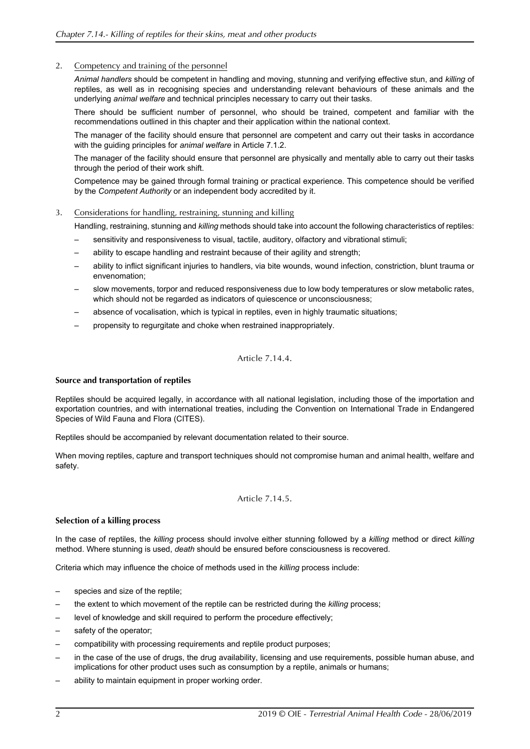2. Competency and training of the personnel

   *Animal handlers* should be competent in handling and moving, stunning and verifying effective stun, and *killing* of reptiles, as well as in recognising species and understanding relevant behaviours of these animals and the underlying *animal welfare* and technical principles necessary to carry out their tasks.

   There should be sufficient number of personnel, who should be trained, competent and familiar with the recommendations outlined in this chapter and their application within the national context.

   The manager of the facility should ensure that personnel are competent and carry out their tasks in accordance with the guiding principles for *animal welfare* in Article 7.1.2.

   The manager of the facility should ensure that personnel are physically and mentally able to carry out their tasks through the period of their work shift.

   Competence may be gained through formal training or practical experience. This competence should be verified by the *Competent Authority* or an independent body accredited by it.

3. Considerations for handling, restraining, stunning and killing

   Handling, restraining, stunning and *killing* methods should take into account the following characteristics of reptiles:

   – sensitivity and responsiveness to visual, tactile, auditory, olfactory and vibrational stimuli;
   – ability to escape handling and restraint because of their agility and strength;
   – ability to inflict significant injuries to handlers, via bite wounds, wound infection, constriction, blunt trauma or envenomation;
   – slow movements, torpor and reduced responsiveness due to low body temperatures or slow metabolic rates, which should not be regarded as indicators of quiescence or unconsciousness;
   – absence of vocalisation, which is typical in reptiles, even in highly traumatic situations;
   – propensity to regurgitate and choke when restrained inappropriately.

Article 7.14.4.

**Source and transportation of reptiles**

Reptiles should be acquired legally, in accordance with all national legislation, including those of the importation and exportation countries, and with international treaties, including the Convention on International Trade in Endangered Species of Wild Fauna and Flora (CITES).

Reptiles should be accompanied by relevant documentation related to their source.

When moving reptiles, capture and transport techniques should not compromise human and animal health, welfare and safety.

Article 7.14.5.

**Selection of a killing process**

In the case of reptiles, the *killing* process should involve either stunning followed by a *killing* method or direct *killing* method. Where stunning is used, *death* should be ensured before consciousness is recovered.

Criteria which may influence the choice of methods used in the *killing* process include:

– species and size of the reptile;
– the extent to which movement of the reptile can be restricted during the *killing* process;
– level of knowledge and skill required to perform the procedure effectively;
– safety of the operator;
– compatibility with processing requirements and reptile product purposes;
– in the case of the use of drugs, the drug availability, licensing and use requirements, possible human abuse, and implications for other product uses such as consumption by a reptile, animals or humans;
– ability to maintain equipment in proper working order.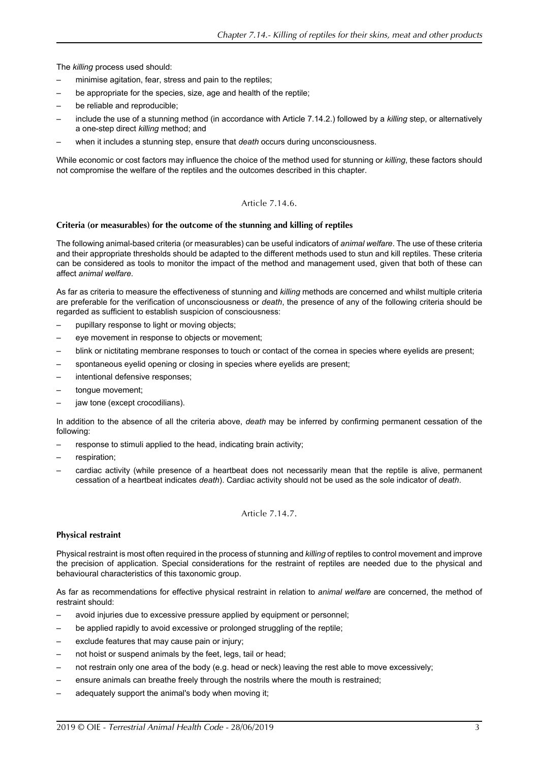The *killing* process used should:

- minimise agitation, fear, stress and pain to the reptiles;
- be appropriate for the species, size, age and health of the reptile;
- be reliable and reproducible;
- include the use of a stunning method (in accordance with Article 7.14.2.) followed by a *killing* step, or alternatively a one-step direct *killing* method; and
- when it includes a stunning step, ensure that *death* occurs during unconsciousness.

While economic or cost factors may influence the choice of the method used for stunning or *killing*, these factors should not compromise the welfare of the reptiles and the outcomes described in this chapter.

## Article 7.14.6.

### Criteria (or measurables) for the outcome of the stunning and killing of reptiles

The following animal-based criteria (or measurables) can be useful indicators of *animal welfare*. The use of these criteria and their appropriate thresholds should be adapted to the different methods used to stun and kill reptiles. These criteria can be considered as tools to monitor the impact of the method and management used, given that both of these can affect *animal welfare*.

As far as criteria to measure the effectiveness of stunning and *killing* methods are concerned and whilst multiple criteria are preferable for the verification of unconsciousness or *death*, the presence of any of the following criteria should be regarded as sufficient to establish suspicion of consciousness:

- pupillary response to light or moving objects;
- eye movement in response to objects or movement;
- blink or nictitating membrane responses to touch or contact of the cornea in species where eyelids are present;
- spontaneous eyelid opening or closing in species where eyelids are present;
- intentional defensive responses;
- tongue movement;
- jaw tone (except crocodilians).

In addition to the absence of all the criteria above, *death* may be inferred by confirming permanent cessation of the following:

- response to stimuli applied to the head, indicating brain activity;
- respiration;
- cardiac activity (while presence of a heartbeat does not necessarily mean that the reptile is alive, permanent cessation of a heartbeat indicates *death*). Cardiac activity should not be used as the sole indicator of *death*.

## Article 7.14.7.

### Physical restraint

Physical restraint is most often required in the process of stunning and *killing* of reptiles to control movement and improve the precision of application. Special considerations for the restraint of reptiles are needed due to the physical and behavioural characteristics of this taxonomic group.

As far as recommendations for effective physical restraint in relation to *animal welfare* are concerned, the method of restraint should:

- avoid injuries due to excessive pressure applied by equipment or personnel;
- be applied rapidly to avoid excessive or prolonged struggling of the reptile;
- exclude features that may cause pain or injury;
- not hoist or suspend animals by the feet, legs, tail or head;
- not restrain only one area of the body (e.g. head or neck) leaving the rest able to move excessively;
- ensure animals can breathe freely through the nostrils where the mouth is restrained;
- adequately support the animal's body when moving it;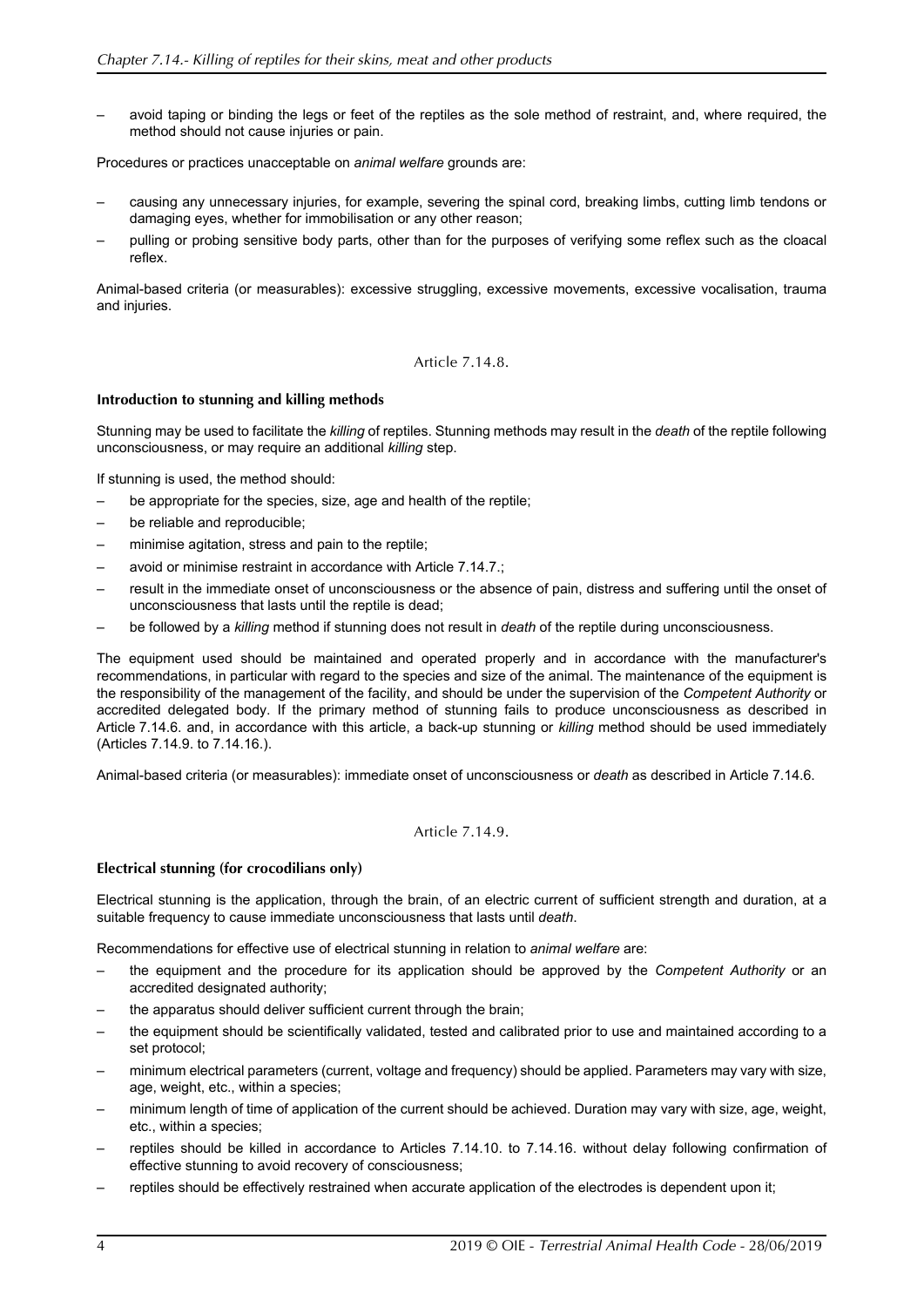– avoid taping or binding the legs or feet of the reptiles as the sole method of restraint, and, where required, the method should not cause injuries or pain.

Procedures or practices unacceptable on *animal welfare* grounds are:

– causing any unnecessary injuries, for example, severing the spinal cord, breaking limbs, cutting limb tendons or damaging eyes, whether for immobilisation or any other reason;

– pulling or probing sensitive body parts, other than for the purposes of verifying some reflex such as the cloacal reflex.

Animal-based criteria (or measurables): excessive struggling, excessive movements, excessive vocalisation, trauma and injuries.

Article 7.14.8.

### Introduction to stunning and killing methods

Stunning may be used to facilitate the *killing* of reptiles. Stunning methods may result in the *death* of the reptile following unconsciousness, or may require an additional *killing* step.

If stunning is used, the method should:

– be appropriate for the species, size, age and health of the reptile;

– be reliable and reproducible;

– minimise agitation, stress and pain to the reptile;

– avoid or minimise restraint in accordance with Article 7.14.7.;

– result in the immediate onset of unconsciousness or the absence of pain, distress and suffering until the onset of unconsciousness that lasts until the reptile is dead;

– be followed by a *killing* method if stunning does not result in *death* of the reptile during unconsciousness.

The equipment used should be maintained and operated properly and in accordance with the manufacturer's recommendations, in particular with regard to the species and size of the animal. The maintenance of the equipment is the responsibility of the management of the facility, and should be under the supervision of the *Competent Authority* or accredited delegated body. If the primary method of stunning fails to produce unconsciousness as described in Article 7.14.6. and, in accordance with this article, a back-up stunning or *killing* method should be used immediately (Articles 7.14.9. to 7.14.16.).

Animal-based criteria (or measurables): immediate onset of unconsciousness or *death* as described in Article 7.14.6.

Article 7.14.9.

### Electrical stunning (for crocodilians only)

Electrical stunning is the application, through the brain, of an electric current of sufficient strength and duration, at a suitable frequency to cause immediate unconsciousness that lasts until *death*.

Recommendations for effective use of electrical stunning in relation to *animal welfare* are:

– the equipment and the procedure for its application should be approved by the *Competent Authority* or an accredited designated authority;

– the apparatus should deliver sufficient current through the brain;

– the equipment should be scientifically validated, tested and calibrated prior to use and maintained according to a set protocol;

– minimum electrical parameters (current, voltage and frequency) should be applied. Parameters may vary with size, age, weight, etc., within a species;

– minimum length of time of application of the current should be achieved. Duration may vary with size, age, weight, etc., within a species;

– reptiles should be killed in accordance to Articles 7.14.10. to 7.14.16. without delay following confirmation of effective stunning to avoid recovery of consciousness;

– reptiles should be effectively restrained when accurate application of the electrodes is dependent upon it;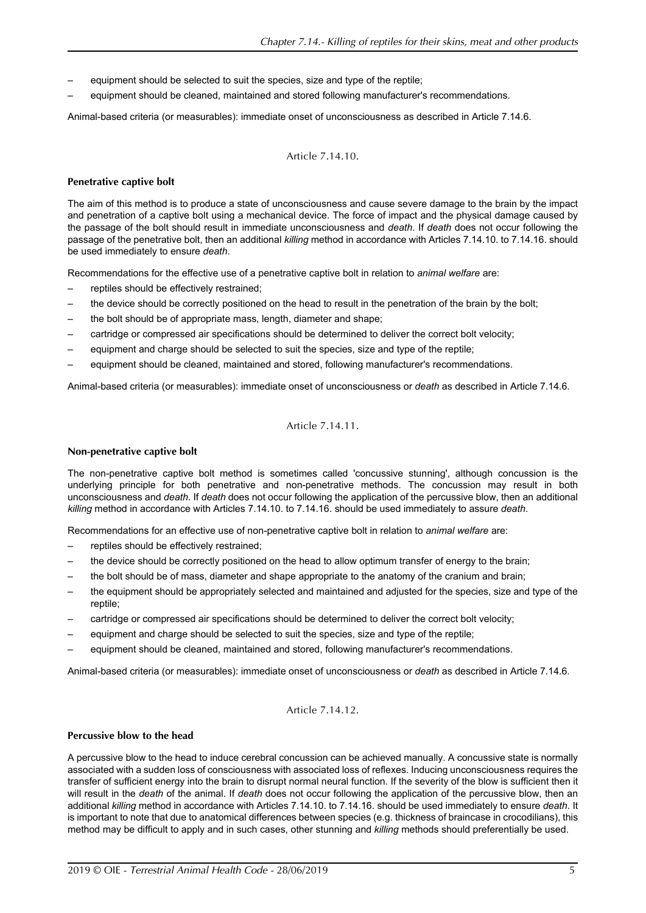- equipment should be selected to suit the species, size and type of the reptile;
- equipment should be cleaned, maintained and stored following manufacturer's recommendations.

Animal-based criteria (or measurables): immediate onset of unconsciousness as described in Article 7.14.6.

Article 7.14.10.

**Penetrative captive bolt**

The aim of this method is to produce a state of unconsciousness and cause severe damage to the brain by the impact and penetration of a captive bolt using a mechanical device. The force of impact and the physical damage caused by the passage of the bolt should result in immediate unconsciousness and *death*. If *death* does not occur following the passage of the penetrative bolt, then an additional *killing* method in accordance with Articles 7.14.10. to 7.14.16. should be used immediately to ensure *death*.

Recommendations for the effective use of a penetrative captive bolt in relation to *animal welfare* are:

- reptiles should be effectively restrained;
- the device should be correctly positioned on the head to result in the penetration of the brain by the bolt;
- the bolt should be of appropriate mass, length, diameter and shape;
- cartridge or compressed air specifications should be determined to deliver the correct bolt velocity;
- equipment and charge should be selected to suit the species, size and type of the reptile;
- equipment should be cleaned, maintained and stored, following manufacturer's recommendations.

Animal-based criteria (or measurables): immediate onset of unconsciousness or *death* as described in Article 7.14.6.

Article 7.14.11.

**Non-penetrative captive bolt**

The non-penetrative captive bolt method is sometimes called 'concussive stunning', although concussion is the underlying principle for both penetrative and non-penetrative methods. The concussion may result in both unconsciousness and *death*. If *death* does not occur following the application of the percussive blow, then an additional *killing* method in accordance with Articles 7.14.10. to 7.14.16. should be used immediately to assure *death*.

Recommendations for an effective use of non-penetrative captive bolt in relation to *animal welfare* are:

- reptiles should be effectively restrained;
- the device should be correctly positioned on the head to allow optimum transfer of energy to the brain;
- the bolt should be of mass, diameter and shape appropriate to the anatomy of the cranium and brain;
- the equipment should be appropriately selected and maintained and adjusted for the species, size and type of the reptile;
- cartridge or compressed air specifications should be determined to deliver the correct bolt velocity;
- equipment and charge should be selected to suit the species, size and type of the reptile;
- equipment should be cleaned, maintained and stored, following manufacturer's recommendations.

Animal-based criteria (or measurables): immediate onset of unconsciousness or *death* as described in Article 7.14.6.

Article 7.14.12.

**Percussive blow to the head**

A percussive blow to the head to induce cerebral concussion can be achieved manually. A concussive state is normally associated with a sudden loss of consciousness with associated loss of reflexes. Inducing unconsciousness requires the transfer of sufficient energy into the brain to disrupt normal neural function. If the severity of the blow is sufficient then it will result in the *death* of the animal. If *death* does not occur following the application of the percussive blow, then an additional *killing* method in accordance with Articles 7.14.10. to 7.14.16. should be used immediately to ensure *death*. It is important to note that due to anatomical differences between species (e.g. thickness of braincase in crocodilians), this method may be difficult to apply and in such cases, other stunning and *killing* methods should preferentially be used.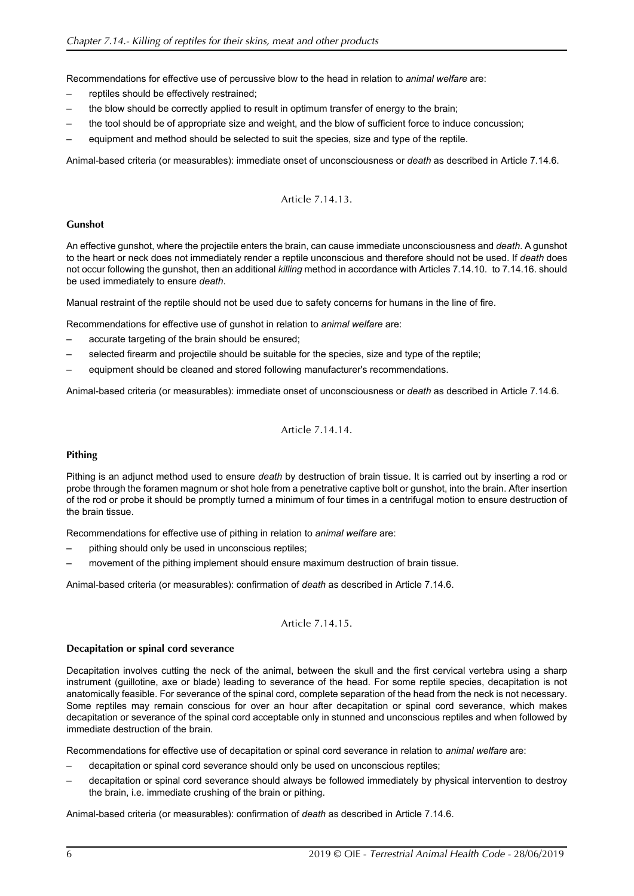Recommendations for effective use of percussive blow to the head in relation to *animal welfare* are:

- reptiles should be effectively restrained;
- the blow should be correctly applied to result in optimum transfer of energy to the brain;
- the tool should be of appropriate size and weight, and the blow of sufficient force to induce concussion;
- equipment and method should be selected to suit the species, size and type of the reptile.

Animal-based criteria (or measurables): immediate onset of unconsciousness or *death* as described in Article 7.14.6.

Article 7.14.13.

**Gunshot**

An effective gunshot, where the projectile enters the brain, can cause immediate unconsciousness and *death*. A gunshot to the heart or neck does not immediately render a reptile unconscious and therefore should not be used. If *death* does not occur following the gunshot, then an additional *killing* method in accordance with Articles 7.14.10. to 7.14.16. should be used immediately to ensure *death*.

Manual restraint of the reptile should not be used due to safety concerns for humans in the line of fire.

Recommendations for effective use of gunshot in relation to *animal welfare* are:

- accurate targeting of the brain should be ensured;
- selected firearm and projectile should be suitable for the species, size and type of the reptile;
- equipment should be cleaned and stored following manufacturer's recommendations.

Animal-based criteria (or measurables): immediate onset of unconsciousness or *death* as described in Article 7.14.6.

Article 7.14.14.

**Pithing**

Pithing is an adjunct method used to ensure *death* by destruction of brain tissue. It is carried out by inserting a rod or probe through the foramen magnum or shot hole from a penetrative captive bolt or gunshot, into the brain. After insertion of the rod or probe it should be promptly turned a minimum of four times in a centrifugal motion to ensure destruction of the brain tissue.

Recommendations for effective use of pithing in relation to *animal welfare* are:

- pithing should only be used in unconscious reptiles;
- movement of the pithing implement should ensure maximum destruction of brain tissue.

Animal-based criteria (or measurables): confirmation of *death* as described in Article 7.14.6.

Article 7.14.15.

**Decapitation or spinal cord severance**

Decapitation involves cutting the neck of the animal, between the skull and the first cervical vertebra using a sharp instrument (guillotine, axe or blade) leading to severance of the head. For some reptile species, decapitation is not anatomically feasible. For severance of the spinal cord, complete separation of the head from the neck is not necessary. Some reptiles may remain conscious for over an hour after decapitation or spinal cord severance, which makes decapitation or severance of the spinal cord acceptable only in stunned and unconscious reptiles and when followed by immediate destruction of the brain.

Recommendations for effective use of decapitation or spinal cord severance in relation to *animal welfare* are:

- decapitation or spinal cord severance should only be used on unconscious reptiles;
- decapitation or spinal cord severance should always be followed immediately by physical intervention to destroy the brain, i.e. immediate crushing of the brain or pithing.

Animal-based criteria (or measurables): confirmation of *death* as described in Article 7.14.6.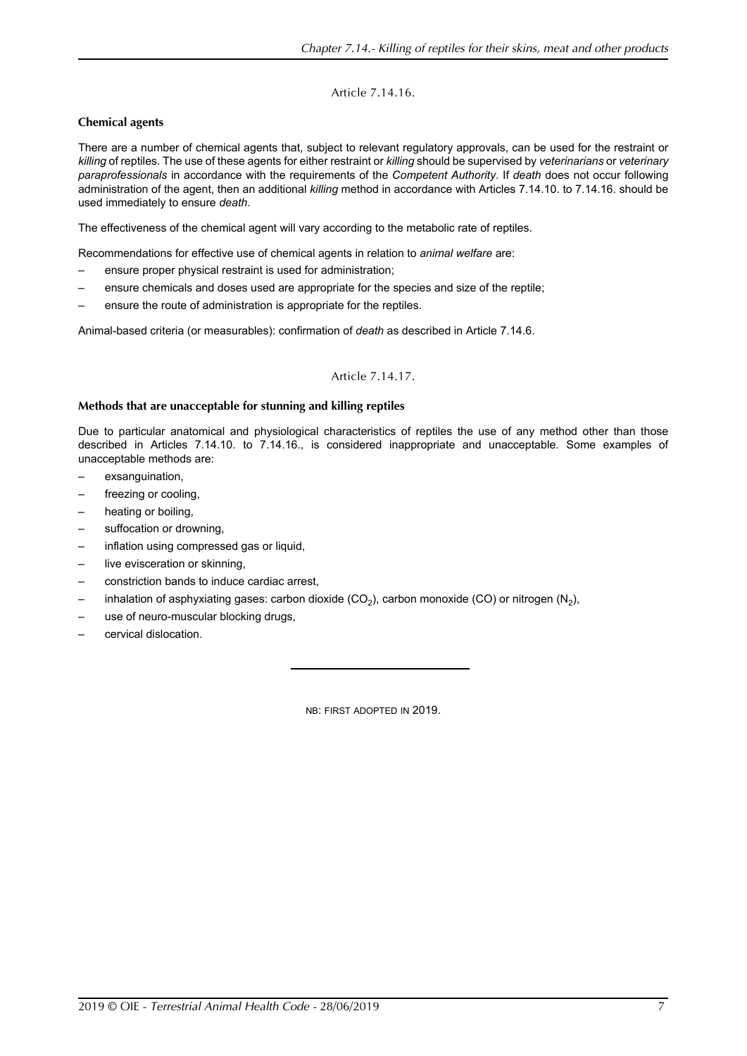Article 7.14.16.

### Chemical agents

There are a number of chemical agents that, subject to relevant regulatory approvals, can be used for the restraint or *killing* of reptiles. The use of these agents for either restraint or *killing* should be supervised by *veterinarians* or *veterinary paraprofessionals* in accordance with the requirements of the *Competent Authority*. If *death* does not occur following administration of the agent, then an additional *killing* method in accordance with Articles 7.14.10. to 7.14.16. should be used immediately to ensure *death*.

The effectiveness of the chemical agent will vary according to the metabolic rate of reptiles.

Recommendations for effective use of chemical agents in relation to *animal welfare* are:

- ensure proper physical restraint is used for administration;
- ensure chemicals and doses used are appropriate for the species and size of the reptile;
- ensure the route of administration is appropriate for the reptiles.

Animal-based criteria (or measurables): confirmation of *death* as described in Article 7.14.6.

Article 7.14.17.

### Methods that are unacceptable for stunning and killing reptiles

Due to particular anatomical and physiological characteristics of reptiles the use of any method other than those described in Articles 7.14.10. to 7.14.16., is considered inappropriate and unacceptable. Some examples of unacceptable methods are:

- exsanguination,
- freezing or cooling,
- heating or boiling,
- suffocation or drowning,
- inflation using compressed gas or liquid,
- live evisceration or skinning,
- constriction bands to induce cardiac arrest,
- inhalation of asphyxiating gases: carbon dioxide ($CO_2$), carbon monoxide (CO) or nitrogen ($N_2$),
- use of neuro-muscular blocking drugs,
- cervical dislocation.

---

NB: FIRST ADOPTED IN 2019.